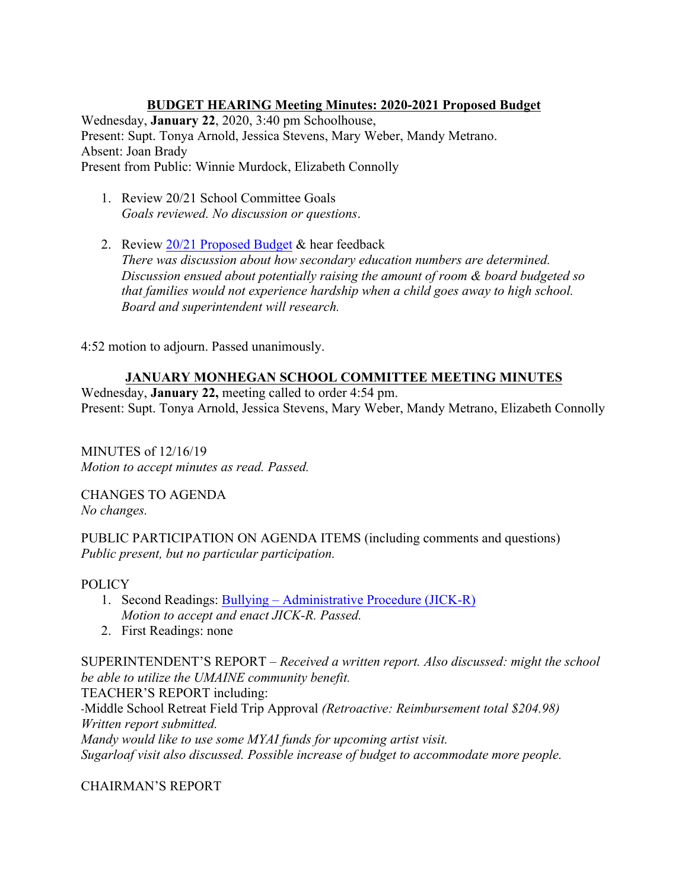**BUDGET HEARING Meeting Minutes: 2020-2021 Proposed Budget**

Wednesday, **January 22**, 2020, 3:40 pm Schoolhouse,
Present: Supt. Tonya Arnold, Jessica Stevens, Mary Weber, Mandy Metrano.
Absent: Joan Brady
Present from Public: Winnie Murdock, Elizabeth Connolly

1. Review 20/21 School Committee Goals
   *Goals reviewed. No discussion or questions*.
2. Review 20/21 Proposed Budget & hear feedback
   *There was discussion about how secondary education numbers are determined. Discussion ensued about potentially raising the amount of room & board budgeted so that families would not experience hardship when a child goes away to high school. Board and superintendent will research.*

4:52 motion to adjourn. Passed unanimously.

**JANUARY MONHEGAN SCHOOL COMMITTEE MEETING MINUTES**

Wednesday, **January 22,** meeting called to order 4:54 pm.
Present: Supt. Tonya Arnold, Jessica Stevens, Mary Weber, Mandy Metrano, Elizabeth Connolly

MINUTES of 12/16/19
*Motion to accept minutes as read. Passed.*

CHANGES TO AGENDA
*No changes.*

PUBLIC PARTICIPATION ON AGENDA ITEMS (including comments and questions)
*Public present, but no particular participation.*

POLICY

1. Second Readings: Bullying – Administrative Procedure (JICK-R)
   *Motion to accept and enact JICK-R. Passed.*
2. First Readings: none

SUPERINTENDENT'S REPORT – *Received a written report. Also discussed: might the school be able to utilize the UMAINE community benefit.*
TEACHER'S REPORT including:
-Middle School Retreat Field Trip Approval *(Retroactive: Reimbursement total $204.98)*
*Written report submitted.*
*Mandy would like to use some MYAI funds for upcoming artist visit.*
*Sugarloaf visit also discussed. Possible increase of budget to accommodate more people.*

CHAIRMAN'S REPORT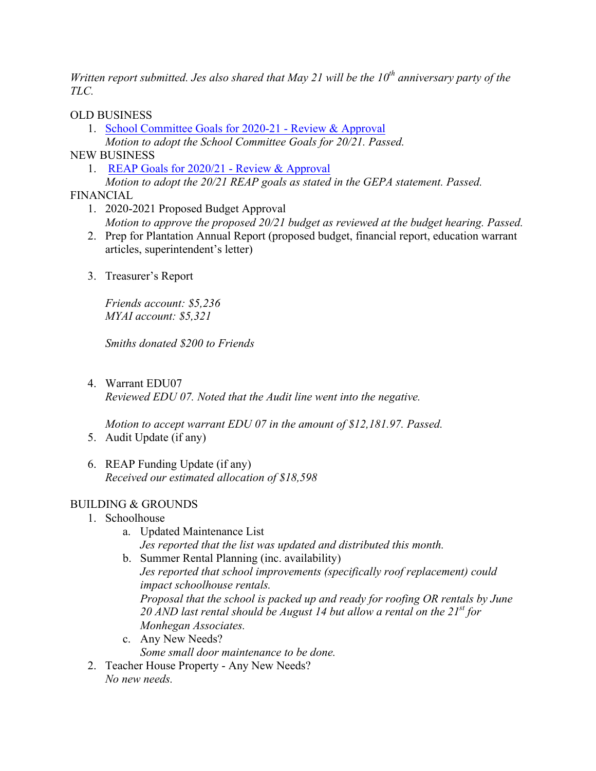*Written report submitted. Jes also shared that May 21 will be the 10th anniversary party of the TLC.*

OLD BUSINESS

1. [School Committee Goals for 2020-21 - Review & Approval]()
   *Motion to adopt the School Committee Goals for 20/21. Passed.*

NEW BUSINESS

1. [REAP Goals for 2020/21 - Review & Approval]()
   *Motion to adopt the 20/21 REAP goals as stated in the GEPA statement. Passed.*

FINANCIAL

1. 2020-2021 Proposed Budget Approval
   *Motion to approve the proposed 20/21 budget as reviewed at the budget hearing. Passed.*
2. Prep for Plantation Annual Report (proposed budget, financial report, education warrant articles, superintendent's letter)
3. Treasurer's Report

   *Friends account: $5,236*
   *MYAI account: $5,321*

   *Smiths donated $200 to Friends*

4. Warrant EDU07
   *Reviewed EDU 07. Noted that the Audit line went into the negative.*

   *Motion to accept warrant EDU 07 in the amount of $12,181.97. Passed.*
5. Audit Update (if any)
6. REAP Funding Update (if any)
   *Received our estimated allocation of $18,598*

BUILDING & GROUNDS

1. Schoolhouse
   a. Updated Maintenance List
      *Jes reported that the list was updated and distributed this month.*
   b. Summer Rental Planning (inc. availability)
      *Jes reported that school improvements (specifically roof replacement) could impact schoolhouse rentals.*
      *Proposal that the school is packed up and ready for roofing OR rentals by June 20 AND last rental should be August 14 but allow a rental on the 21st for Monhegan Associates.*
   c. Any New Needs?
      *Some small door maintenance to be done.*
2. Teacher House Property - Any New Needs?
   *No new needs.*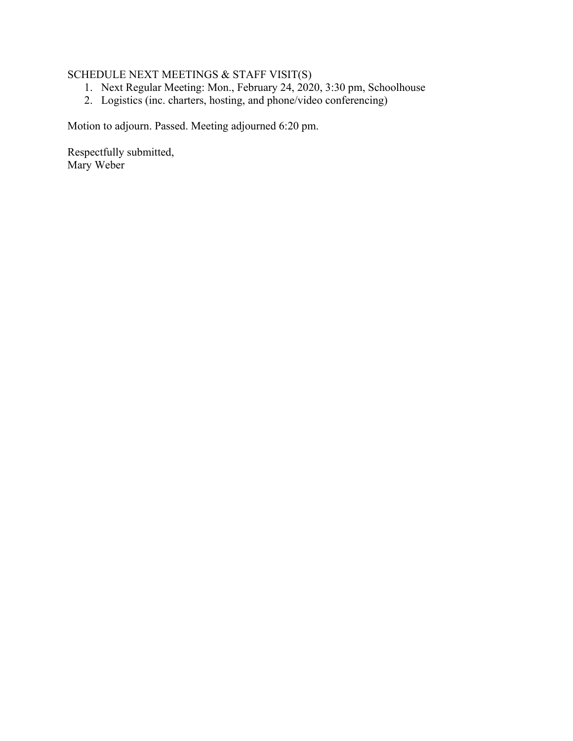SCHEDULE NEXT MEETINGS & STAFF VISIT(S)

1. Next Regular Meeting: Mon., February 24, 2020, 3:30 pm, Schoolhouse
2. Logistics (inc. charters, hosting, and phone/video conferencing)

Motion to adjourn. Passed. Meeting adjourned 6:20 pm.

Respectfully submitted,
Mary Weber